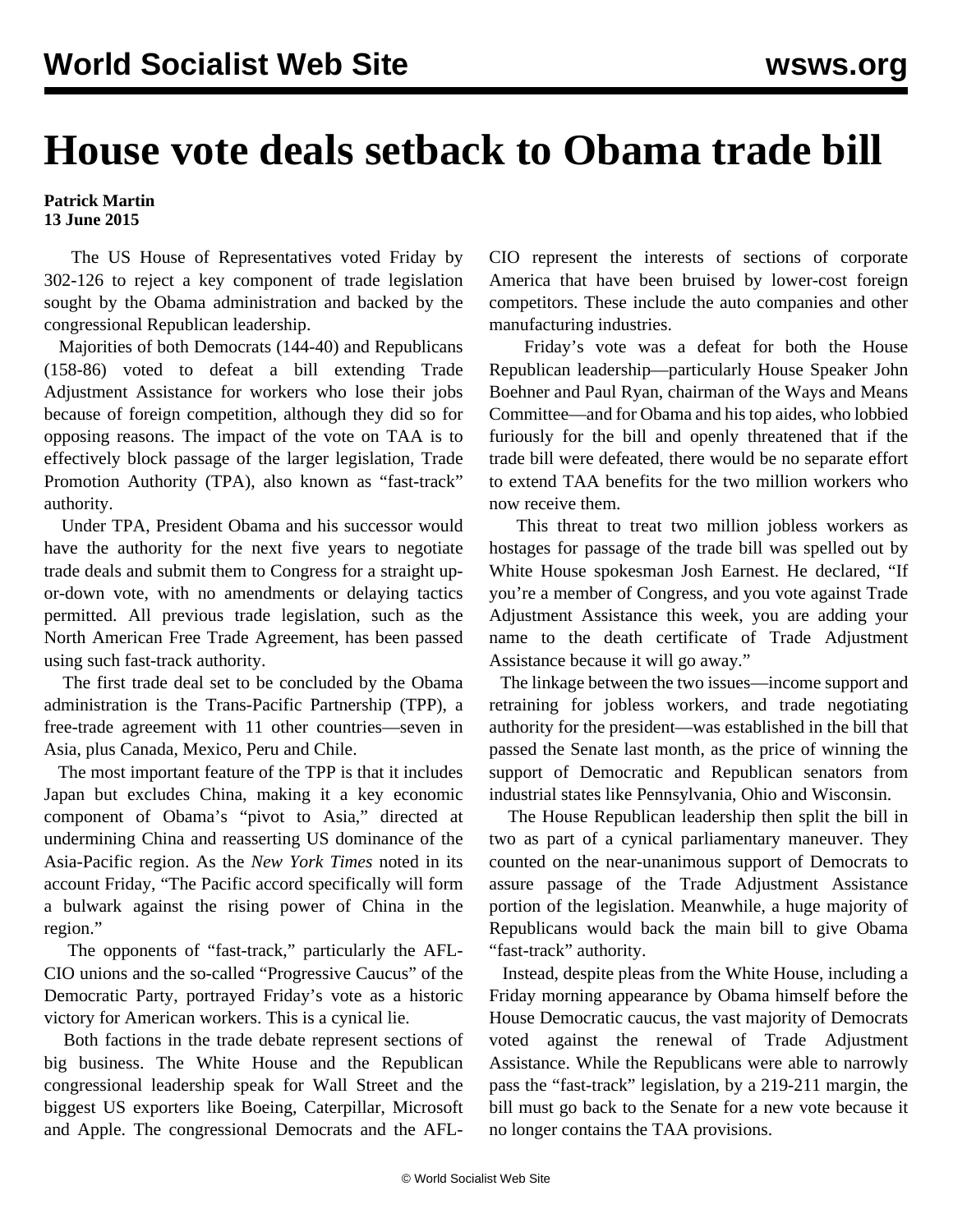# House vote deals setback to Obama trade bill

**Patrick Martin**
**13 June 2015**

The US House of Representatives voted Friday by 302-126 to reject a key component of trade legislation sought by the Obama administration and backed by the congressional Republican leadership.

Majorities of both Democrats (144-40) and Republicans (158-86) voted to defeat a bill extending Trade Adjustment Assistance for workers who lose their jobs because of foreign competition, although they did so for opposing reasons. The impact of the vote on TAA is to effectively block passage of the larger legislation, Trade Promotion Authority (TPA), also known as "fast-track" authority.

Under TPA, President Obama and his successor would have the authority for the next five years to negotiate trade deals and submit them to Congress for a straight up-or-down vote, with no amendments or delaying tactics permitted. All previous trade legislation, such as the North American Free Trade Agreement, has been passed using such fast-track authority.

The first trade deal set to be concluded by the Obama administration is the Trans-Pacific Partnership (TPP), a free-trade agreement with 11 other countries—seven in Asia, plus Canada, Mexico, Peru and Chile.

The most important feature of the TPP is that it includes Japan but excludes China, making it a key economic component of Obama's "pivot to Asia," directed at undermining China and reasserting US dominance of the Asia-Pacific region. As the *New York Times* noted in its account Friday, "The Pacific accord specifically will form a bulwark against the rising power of China in the region."

The opponents of "fast-track," particularly the AFL-CIO unions and the so-called "Progressive Caucus" of the Democratic Party, portrayed Friday's vote as a historic victory for American workers. This is a cynical lie.

Both factions in the trade debate represent sections of big business. The White House and the Republican congressional leadership speak for Wall Street and the biggest US exporters like Boeing, Caterpillar, Microsoft and Apple. The congressional Democrats and the AFL-CIO represent the interests of sections of corporate America that have been bruised by lower-cost foreign competitors. These include the auto companies and other manufacturing industries.

Friday's vote was a defeat for both the House Republican leadership—particularly House Speaker John Boehner and Paul Ryan, chairman of the Ways and Means Committee—and for Obama and his top aides, who lobbied furiously for the bill and openly threatened that if the trade bill were defeated, there would be no separate effort to extend TAA benefits for the two million workers who now receive them.

This threat to treat two million jobless workers as hostages for passage of the trade bill was spelled out by White House spokesman Josh Earnest. He declared, "If you're a member of Congress, and you vote against Trade Adjustment Assistance this week, you are adding your name to the death certificate of Trade Adjustment Assistance because it will go away."

The linkage between the two issues—income support and retraining for jobless workers, and trade negotiating authority for the president—was established in the bill that passed the Senate last month, as the price of winning the support of Democratic and Republican senators from industrial states like Pennsylvania, Ohio and Wisconsin.

The House Republican leadership then split the bill in two as part of a cynical parliamentary maneuver. They counted on the near-unanimous support of Democrats to assure passage of the Trade Adjustment Assistance portion of the legislation. Meanwhile, a huge majority of Republicans would back the main bill to give Obama "fast-track" authority.

Instead, despite pleas from the White House, including a Friday morning appearance by Obama himself before the House Democratic caucus, the vast majority of Democrats voted against the renewal of Trade Adjustment Assistance. While the Republicans were able to narrowly pass the "fast-track" legislation, by a 219-211 margin, the bill must go back to the Senate for a new vote because it no longer contains the TAA provisions.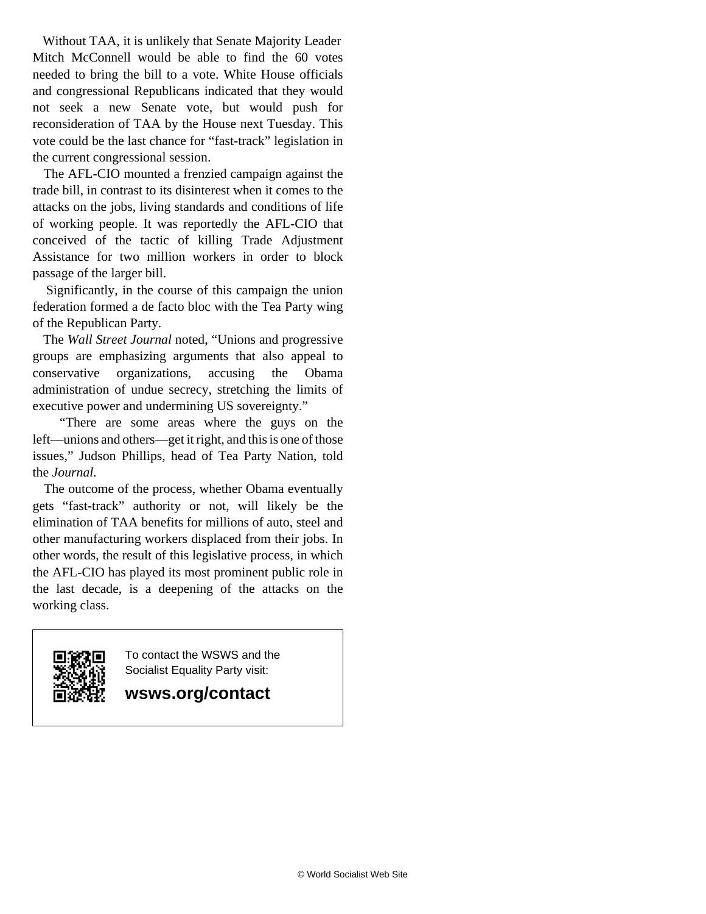Without TAA, it is unlikely that Senate Majority Leader Mitch McConnell would be able to find the 60 votes needed to bring the bill to a vote. White House officials and congressional Republicans indicated that they would not seek a new Senate vote, but would push for reconsideration of TAA by the House next Tuesday. This vote could be the last chance for "fast-track" legislation in the current congressional session.

The AFL-CIO mounted a frenzied campaign against the trade bill, in contrast to its disinterest when it comes to the attacks on the jobs, living standards and conditions of life of working people. It was reportedly the AFL-CIO that conceived of the tactic of killing Trade Adjustment Assistance for two million workers in order to block passage of the larger bill.

Significantly, in the course of this campaign the union federation formed a de facto bloc with the Tea Party wing of the Republican Party.

The *Wall Street Journal* noted, "Unions and progressive groups are emphasizing arguments that also appeal to conservative organizations, accusing the Obama administration of undue secrecy, stretching the limits of executive power and undermining US sovereignty."

"There are some areas where the guys on the left—unions and others—get it right, and this is one of those issues," Judson Phillips, head of Tea Party Nation, told the *Journal.*

The outcome of the process, whether Obama eventually gets "fast-track" authority or not, will likely be the elimination of TAA benefits for millions of auto, steel and other manufacturing workers displaced from their jobs. In other words, the result of this legislative process, in which the AFL-CIO has played its most prominent public role in the last decade, is a deepening of the attacks on the working class.

To contact the WSWS and the Socialist Equality Party visit:

**wsws.org/contact**